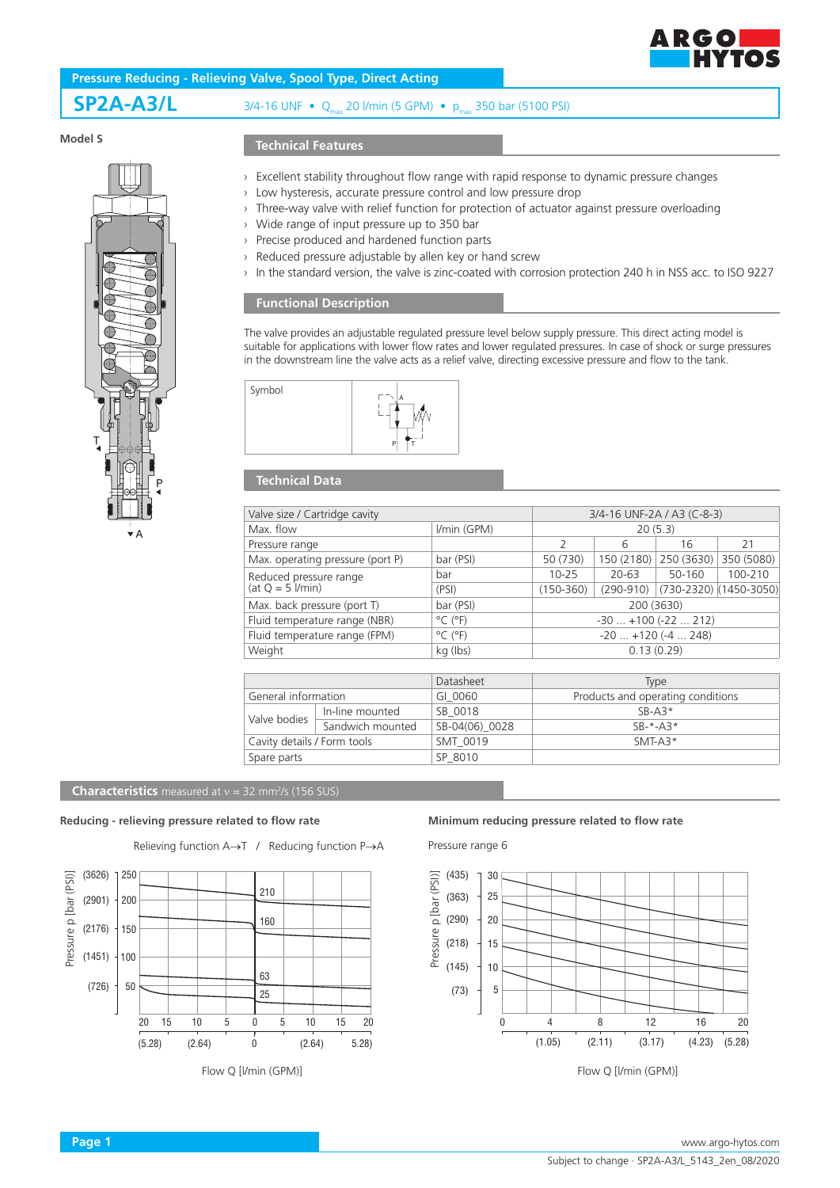# Pressure Reducing - Relieving Valve, Spool Type, Direct Acting

## SP2A-A3/L

3/4-16 UNF • $Q_{max}$ 20 l/min (5 GPM) • $p_{max}$ 350 bar (5100 PSI)

**Model S**

## Technical Features

- Excellent stability throughout flow range with rapid response to dynamic pressure changes
- Low hysteresis, accurate pressure control and low pressure drop
- Three-way valve with relief function for protection of actuator against pressure overloading
- Wide range of input pressure up to 350 bar
- Precise produced and hardened function parts
- Reduced pressure adjustable by allen key or hand screw
- In the standard version, the valve is zinc-coated with corrosion protection 240 h in NSS acc. to ISO 9227

## Functional Description

The valve provides an adjustable regulated pressure level below supply pressure. This direct acting model is suitable for applications with lower flow rates and lower regulated pressures. In case of shock or surge pressures in the downstream line the valve acts as a relief valve, directing excessive pressure and flow to the tank.

Symbol

## Technical Data

| Valve size / Cartridge cavity | | 3/4-16 UNF-2A / A3 (C-8-3) | | | |
|---|---|---|---|---|---|
| Max. flow | l/min (GPM) | 20 (5.3) | | | |
| Pressure range | | 2 | 6 | 16 | 21 |
| Max. operating pressure (port P) | bar (PSI) | 50 (730) | 150 (2180) | 250 (3630) | 350 (5080) |
| Reduced pressure range (at Q = 5 l/min) | bar | 10-25 | 20-63 | 50-160 | 100-210 |
| | (PSI) | (150-360) | (290-910) | (730-2320) | (1450-3050) |
| Max. back pressure (port T) | bar (PSI) | 200 (3630) | | | |
| Fluid temperature range (NBR) | °C (°F) | -30 ... +100 (-22 ... 212) | | | |
| Fluid temperature range (FPM) | °C (°F) | -20 ... +120 (-4 ... 248) | | | |
| Weight | kg (lbs) | 0.13 (0.29) | | | |

| | | Datasheet | Type |
|---|---|---|---|
| General information | | GI_0060 | Products and operating conditions |
| Valve bodies | In-line mounted | SB_0018 | SB-A3* |
| | Sandwich mounted | SB-04(06)_0028 | SB-*-A3* |
| Cavity details / Form tools | | SMT_0019 | SMT-A3* |
| Spare parts | | SP_8010 | |

## Characteristics measured at ν = 32 mm²/s (156 SUS)

**Reducing - relieving pressure related to flow rate**

Relieving function A→T / Reducing function P→A

**Minimum reducing pressure related to flow rate**

Pressure range 6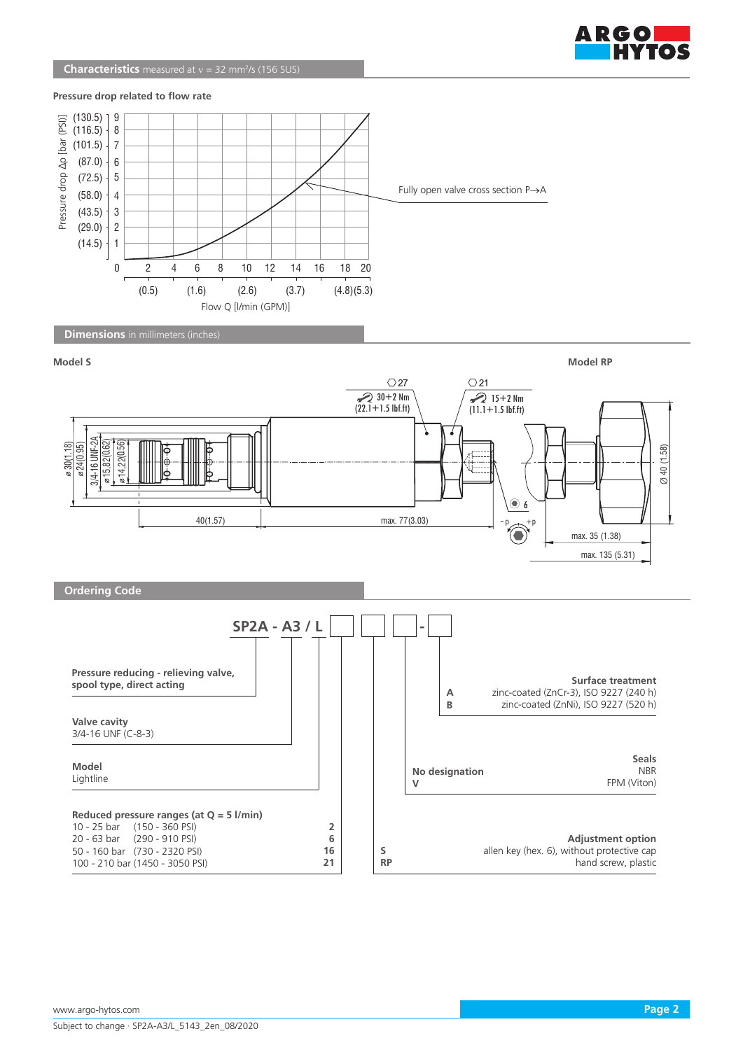## Characteristics measured at ν = 32 mm²/s (156 SUS)

**Pressure drop related to flow rate**

Pressure drop Δp [bar (PSI)]

(130.5) 9
(116.5) 8
(101.5) 7
(87.0) 6
(72.5) 5
(58.0) 4
(43.5) 3
(29.0) 2
(14.5) 1
0

2 4 6 8 10 12 14 16 18 20

(0.5) (1.6) (2.6) (3.7) (4.8)(5.3)

Flow Q [l/min (GPM)]

Fully open valve cross section P→A

## Dimensions in millimeters (inches)

**Model S**

**Model RP**

⌀ 30(1.18)
⌀ 24(0.95)
3/4-16 UNF-2A
⌀ 15.82(0.62)
⌀ 14.22(0.56)

40(1.57)

max. 77(3.03)

⬡ 27
30+2 Nm
(22.1+1.5 lbf.ft)

⬡ 21
15+2 Nm
(11.1+1.5 lbf.ft)

6

-p +p

⌀ 40 (1.58)

max. 35 (1.38)

max. 135 (5.31)

## Ordering Code

**SP2A - A3 / L** ☐ ☐ ☐ - ☐

**Pressure reducing - relieving valve, spool type, direct acting**

**Valve cavity**
3/4-16 UNF (C-8-3)

**Model**
Lightline

**Reduced pressure ranges (at Q = 5 l/min)**

| | | |
|---|---|---|
| 10 - 25 bar | (150 - 360 PSI) | 2 |
| 20 - 63 bar | (290 - 910 PSI) | 6 |
| 50 - 160 bar | (730 - 2320 PSI) | 16 |
| 100 - 210 bar | (1450 - 3050 PSI) | 21 |

**Adjustment option**

| | |
|---|---|
| S | allen key (hex. 6), without protective cap |
| RP | hand screw, plastic |

**Seals**

| | |
|---|---|
| No designation | NBR |
| V | FPM (Viton) |

**Surface treatment**

| | |
|---|---|
| A | zinc-coated (ZnCr-3), ISO 9227 (240 h) |
| B | zinc-coated (ZnNi), ISO 9227 (520 h) |

www.argo-hytos.com

Subject to change · SP2A-A3/L_5143_2en_08/2020